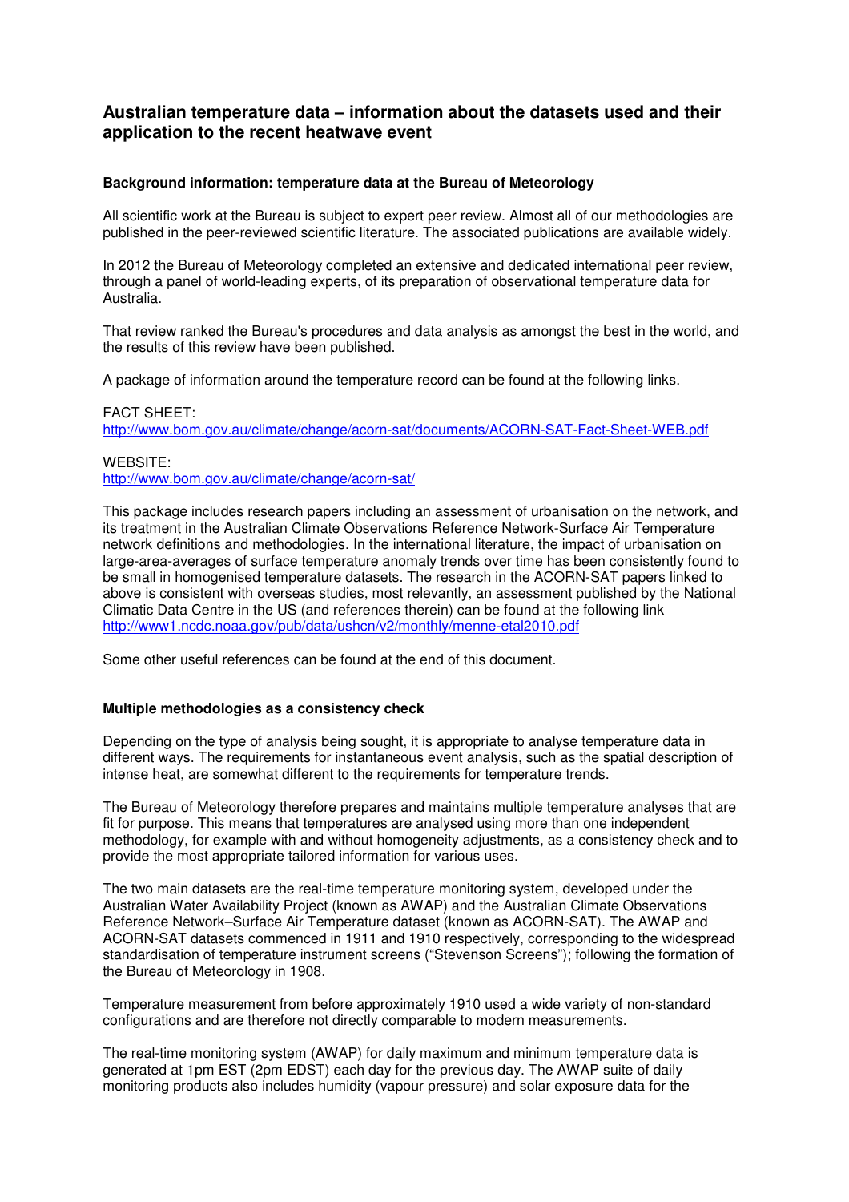# Australian temperature data – information about the datasets used and their application to the recent heatwave event

### Background information: temperature data at the Bureau of Meteorology

All scientific work at the Bureau is subject to expert peer review. Almost all of our methodologies are published in the peer-reviewed scientific literature. The associated publications are available widely.

In 2012 the Bureau of Meteorology completed an extensive and dedicated international peer review, through a panel of world-leading experts, of its preparation of observational temperature data for Australia.

That review ranked the Bureau's procedures and data analysis as amongst the best in the world, and the results of this review have been published.

A package of information around the temperature record can be found at the following links.

FACT SHEET:
http://www.bom.gov.au/climate/change/acorn-sat/documents/ACORN-SAT-Fact-Sheet-WEB.pdf

WEBSITE:
http://www.bom.gov.au/climate/change/acorn-sat/

This package includes research papers including an assessment of urbanisation on the network, and its treatment in the Australian Climate Observations Reference Network-Surface Air Temperature network definitions and methodologies. In the international literature, the impact of urbanisation on large-area-averages of surface temperature anomaly trends over time has been consistently found to be small in homogenised temperature datasets. The research in the ACORN-SAT papers linked to above is consistent with overseas studies, most relevantly, an assessment published by the National Climatic Data Centre in the US (and references therein) can be found at the following link http://www1.ncdc.noaa.gov/pub/data/ushcn/v2/monthly/menne-etal2010.pdf

Some other useful references can be found at the end of this document.

### Multiple methodologies as a consistency check

Depending on the type of analysis being sought, it is appropriate to analyse temperature data in different ways. The requirements for instantaneous event analysis, such as the spatial description of intense heat, are somewhat different to the requirements for temperature trends.

The Bureau of Meteorology therefore prepares and maintains multiple temperature analyses that are fit for purpose. This means that temperatures are analysed using more than one independent methodology, for example with and without homogeneity adjustments, as a consistency check and to provide the most appropriate tailored information for various uses.

The two main datasets are the real-time temperature monitoring system, developed under the Australian Water Availability Project (known as AWAP) and the Australian Climate Observations Reference Network–Surface Air Temperature dataset (known as ACORN-SAT). The AWAP and ACORN-SAT datasets commenced in 1911 and 1910 respectively, corresponding to the widespread standardisation of temperature instrument screens ("Stevenson Screens"); following the formation of the Bureau of Meteorology in 1908.

Temperature measurement from before approximately 1910 used a wide variety of non-standard configurations and are therefore not directly comparable to modern measurements.

The real-time monitoring system (AWAP) for daily maximum and minimum temperature data is generated at 1pm EST (2pm EDST) each day for the previous day. The AWAP suite of daily monitoring products also includes humidity (vapour pressure) and solar exposure data for the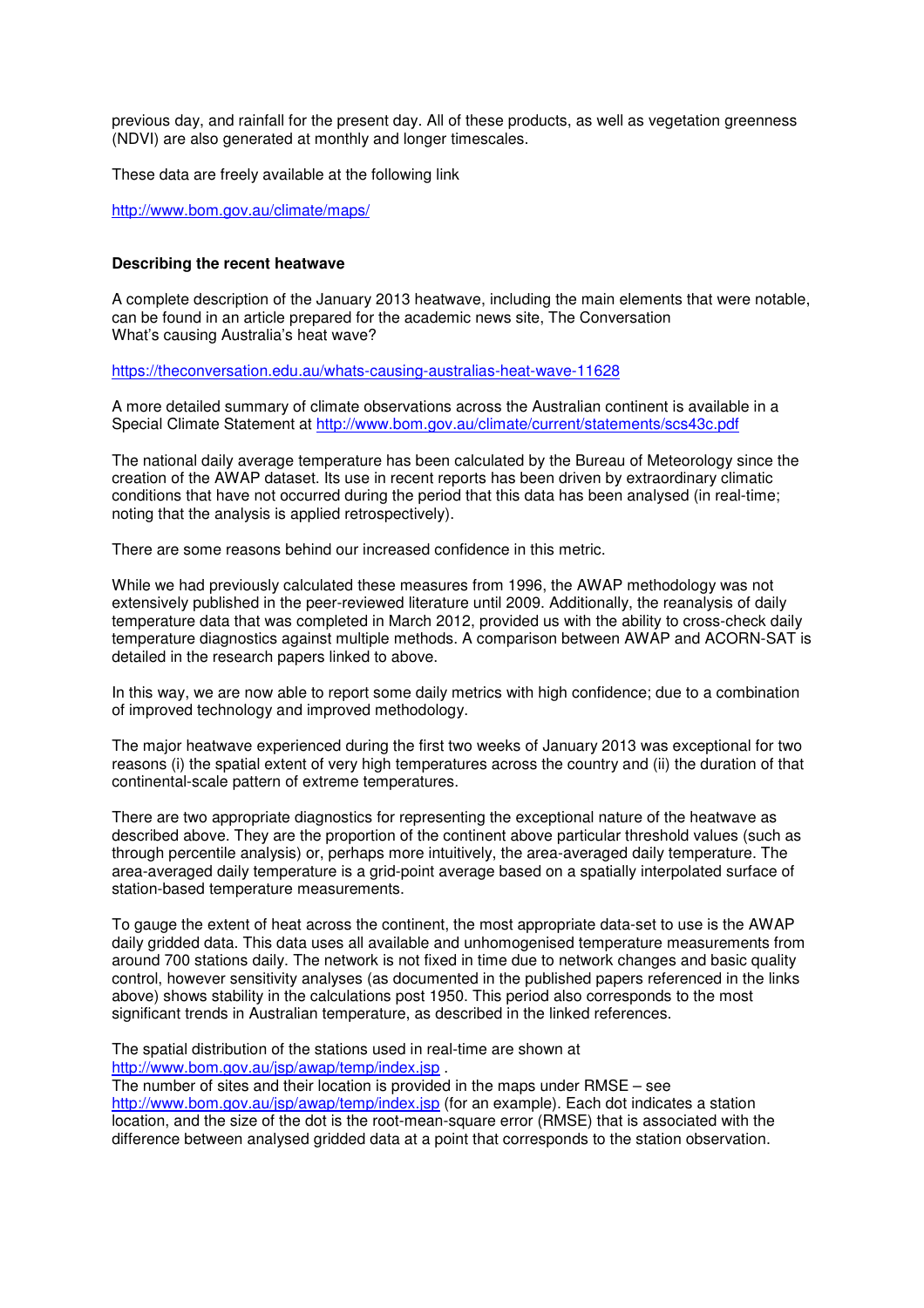previous day, and rainfall for the present day. All of these products, as well as vegetation greenness (NDVI) are also generated at monthly and longer timescales.

These data are freely available at the following link

http://www.bom.gov.au/climate/maps/

**Describing the recent heatwave**

A complete description of the January 2013 heatwave, including the main elements that were notable, can be found in an article prepared for the academic news site, The Conversation
What's causing Australia's heat wave?

https://theconversation.edu.au/whats-causing-australias-heat-wave-11628

A more detailed summary of climate observations across the Australian continent is available in a Special Climate Statement at http://www.bom.gov.au/climate/current/statements/scs43c.pdf

The national daily average temperature has been calculated by the Bureau of Meteorology since the creation of the AWAP dataset. Its use in recent reports has been driven by extraordinary climatic conditions that have not occurred during the period that this data has been analysed (in real-time; noting that the analysis is applied retrospectively).

There are some reasons behind our increased confidence in this metric.

While we had previously calculated these measures from 1996, the AWAP methodology was not extensively published in the peer-reviewed literature until 2009. Additionally, the reanalysis of daily temperature data that was completed in March 2012, provided us with the ability to cross-check daily temperature diagnostics against multiple methods. A comparison between AWAP and ACORN-SAT is detailed in the research papers linked to above.

In this way, we are now able to report some daily metrics with high confidence; due to a combination of improved technology and improved methodology.

The major heatwave experienced during the first two weeks of January 2013 was exceptional for two reasons (i) the spatial extent of very high temperatures across the country and (ii) the duration of that continental-scale pattern of extreme temperatures.

There are two appropriate diagnostics for representing the exceptional nature of the heatwave as described above. They are the proportion of the continent above particular threshold values (such as through percentile analysis) or, perhaps more intuitively, the area-averaged daily temperature. The area-averaged daily temperature is a grid-point average based on a spatially interpolated surface of station-based temperature measurements.

To gauge the extent of heat across the continent, the most appropriate data-set to use is the AWAP daily gridded data. This data uses all available and unhomogenised temperature measurements from around 700 stations daily. The network is not fixed in time due to network changes and basic quality control, however sensitivity analyses (as documented in the published papers referenced in the links above) shows stability in the calculations post 1950. This period also corresponds to the most significant trends in Australian temperature, as described in the linked references.

The spatial distribution of the stations used in real-time are shown at http://www.bom.gov.au/jsp/awap/temp/index.jsp .
The number of sites and their location is provided in the maps under RMSE – see http://www.bom.gov.au/jsp/awap/temp/index.jsp (for an example). Each dot indicates a station location, and the size of the dot is the root-mean-square error (RMSE) that is associated with the difference between analysed gridded data at a point that corresponds to the station observation.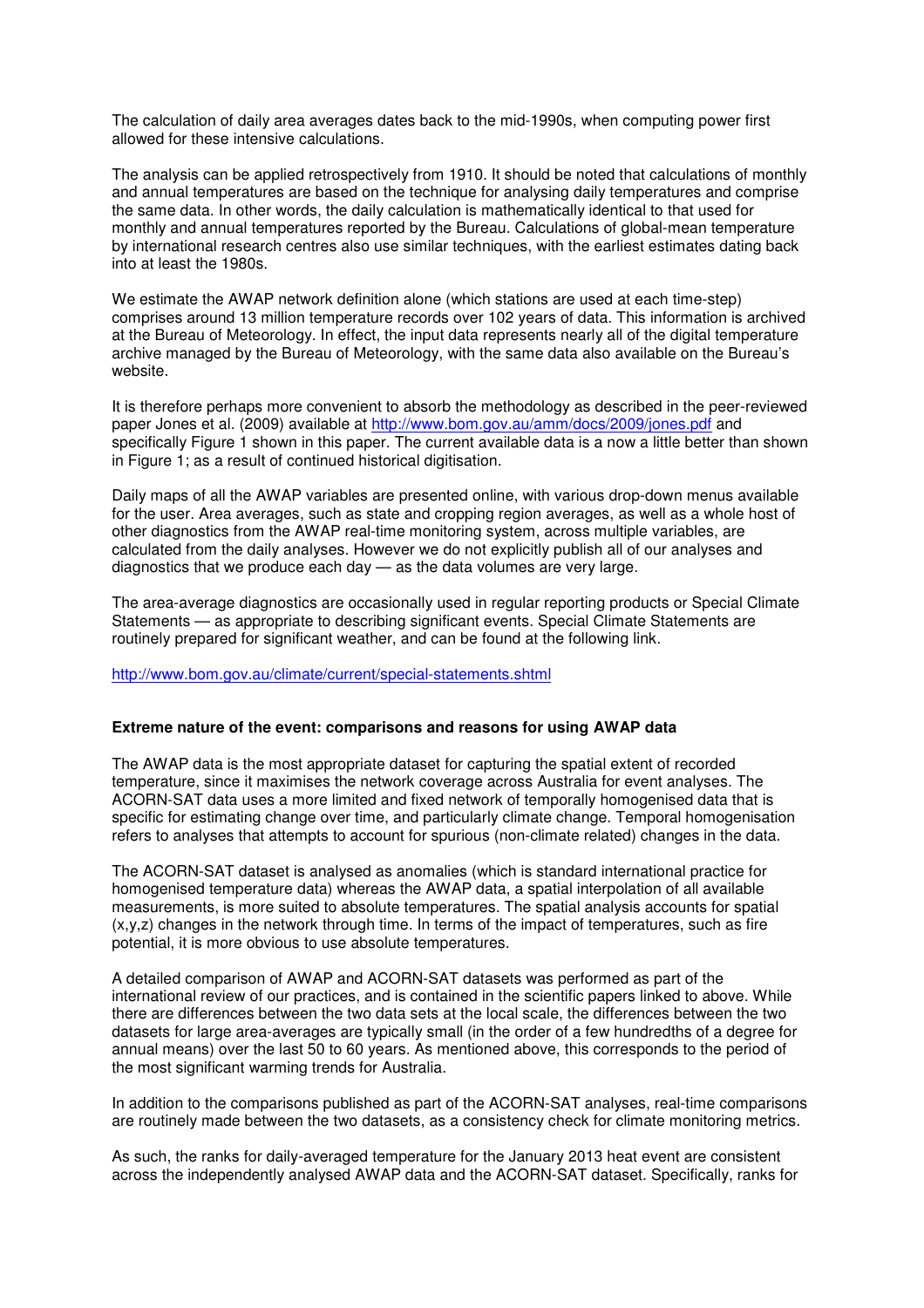The calculation of daily area averages dates back to the mid-1990s, when computing power first allowed for these intensive calculations.

The analysis can be applied retrospectively from 1910. It should be noted that calculations of monthly and annual temperatures are based on the technique for analysing daily temperatures and comprise the same data. In other words, the daily calculation is mathematically identical to that used for monthly and annual temperatures reported by the Bureau. Calculations of global-mean temperature by international research centres also use similar techniques, with the earliest estimates dating back into at least the 1980s.

We estimate the AWAP network definition alone (which stations are used at each time-step) comprises around 13 million temperature records over 102 years of data. This information is archived at the Bureau of Meteorology. In effect, the input data represents nearly all of the digital temperature archive managed by the Bureau of Meteorology, with the same data also available on the Bureau's website.

It is therefore perhaps more convenient to absorb the methodology as described in the peer-reviewed paper Jones et al. (2009) available at http://www.bom.gov.au/amm/docs/2009/jones.pdf and specifically Figure 1 shown in this paper. The current available data is a now a little better than shown in Figure 1; as a result of continued historical digitisation.

Daily maps of all the AWAP variables are presented online, with various drop-down menus available for the user. Area averages, such as state and cropping region averages, as well as a whole host of other diagnostics from the AWAP real-time monitoring system, across multiple variables, are calculated from the daily analyses. However we do not explicitly publish all of our analyses and diagnostics that we produce each day — as the data volumes are very large.

The area-average diagnostics are occasionally used in regular reporting products or Special Climate Statements — as appropriate to describing significant events. Special Climate Statements are routinely prepared for significant weather, and can be found at the following link.

http://www.bom.gov.au/climate/current/special-statements.shtml

**Extreme nature of the event: comparisons and reasons for using AWAP data**

The AWAP data is the most appropriate dataset for capturing the spatial extent of recorded temperature, since it maximises the network coverage across Australia for event analyses. The ACORN-SAT data uses a more limited and fixed network of temporally homogenised data that is specific for estimating change over time, and particularly climate change. Temporal homogenisation refers to analyses that attempts to account for spurious (non-climate related) changes in the data.

The ACORN-SAT dataset is analysed as anomalies (which is standard international practice for homogenised temperature data) whereas the AWAP data, a spatial interpolation of all available measurements, is more suited to absolute temperatures. The spatial analysis accounts for spatial (x,y,z) changes in the network through time. In terms of the impact of temperatures, such as fire potential, it is more obvious to use absolute temperatures.

A detailed comparison of AWAP and ACORN-SAT datasets was performed as part of the international review of our practices, and is contained in the scientific papers linked to above. While there are differences between the two data sets at the local scale, the differences between the two datasets for large area-averages are typically small (in the order of a few hundredths of a degree for annual means) over the last 50 to 60 years. As mentioned above, this corresponds to the period of the most significant warming trends for Australia.

In addition to the comparisons published as part of the ACORN-SAT analyses, real-time comparisons are routinely made between the two datasets, as a consistency check for climate monitoring metrics.

As such, the ranks for daily-averaged temperature for the January 2013 heat event are consistent across the independently analysed AWAP data and the ACORN-SAT dataset. Specifically, ranks for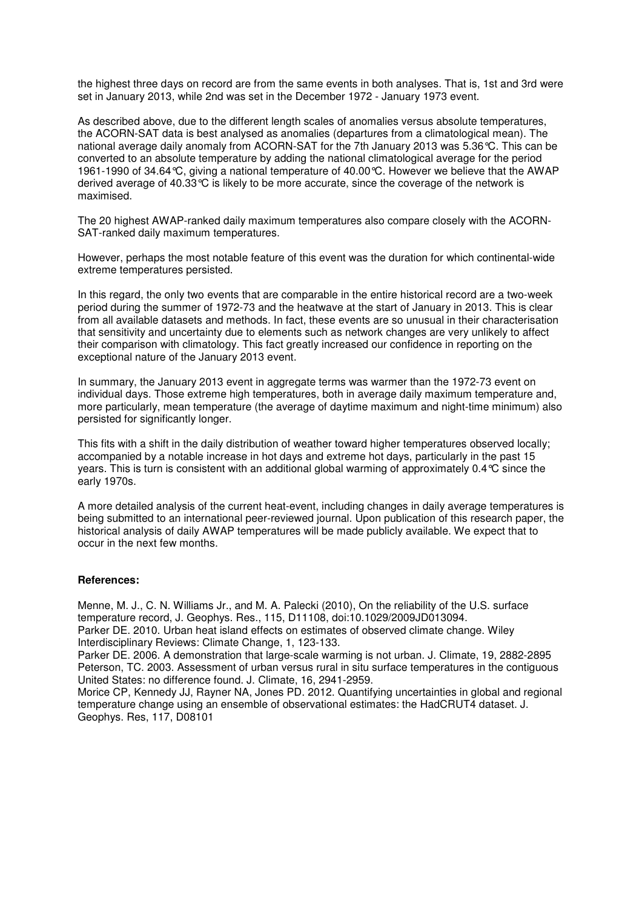the highest three days on record are from the same events in both analyses. That is, 1st and 3rd were set in January 2013, while 2nd was set in the December 1972 - January 1973 event.

As described above, due to the different length scales of anomalies versus absolute temperatures, the ACORN-SAT data is best analysed as anomalies (departures from a climatological mean). The national average daily anomaly from ACORN-SAT for the 7th January 2013 was 5.36°C. This can be converted to an absolute temperature by adding the national climatological average for the period 1961-1990 of 34.64°C, giving a national temperature of 40.00°C. However we believe that the AWAP derived average of 40.33°C is likely to be more accurate, since the coverage of the network is maximised.

The 20 highest AWAP-ranked daily maximum temperatures also compare closely with the ACORN-SAT-ranked daily maximum temperatures.

However, perhaps the most notable feature of this event was the duration for which continental-wide extreme temperatures persisted.

In this regard, the only two events that are comparable in the entire historical record are a two-week period during the summer of 1972-73 and the heatwave at the start of January in 2013. This is clear from all available datasets and methods. In fact, these events are so unusual in their characterisation that sensitivity and uncertainty due to elements such as network changes are very unlikely to affect their comparison with climatology. This fact greatly increased our confidence in reporting on the exceptional nature of the January 2013 event.

In summary, the January 2013 event in aggregate terms was warmer than the 1972-73 event on individual days. Those extreme high temperatures, both in average daily maximum temperature and, more particularly, mean temperature (the average of daytime maximum and night-time minimum) also persisted for significantly longer.

This fits with a shift in the daily distribution of weather toward higher temperatures observed locally; accompanied by a notable increase in hot days and extreme hot days, particularly in the past 15 years. This is turn is consistent with an additional global warming of approximately 0.4°C since the early 1970s.

A more detailed analysis of the current heat-event, including changes in daily average temperatures is being submitted to an international peer-reviewed journal. Upon publication of this research paper, the historical analysis of daily AWAP temperatures will be made publicly available. We expect that to occur in the next few months.

**References:**

Menne, M. J., C. N. Williams Jr., and M. A. Palecki (2010), On the reliability of the U.S. surface temperature record, J. Geophys. Res., 115, D11108, doi:10.1029/2009JD013094.
Parker DE. 2010. Urban heat island effects on estimates of observed climate change. Wiley Interdisciplinary Reviews: Climate Change, 1, 123-133.
Parker DE. 2006. A demonstration that large-scale warming is not urban. J. Climate, 19, 2882-2895
Peterson, TC. 2003. Assessment of urban versus rural in situ surface temperatures in the contiguous United States: no difference found. J. Climate, 16, 2941-2959.
Morice CP, Kennedy JJ, Rayner NA, Jones PD. 2012. Quantifying uncertainties in global and regional temperature change using an ensemble of observational estimates: the HadCRUT4 dataset. J. Geophys. Res, 117, D08101